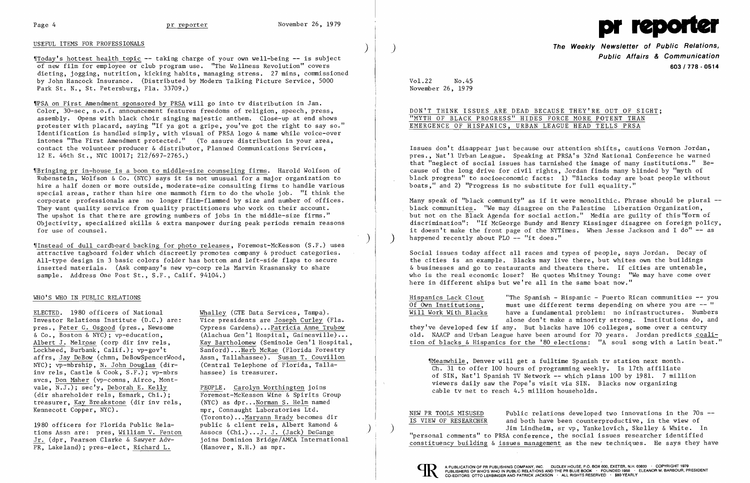## USEFUL ITEMS FOR PROFESSIONALS

¶Today's hottest health topic -- taking charge of your own well-being -- is subject of new film for employee or club program use. "The Wellness Revolution" covers dieting, jogging, nutrition, kicking habits, managing stress. 27 mins, commissioned by John Hancock Insurance. (Distributed by Modern Talking Picture Service, 5000 Park St. N., St. Petersburg, Fla. 33709.)

¶PSA on First Amendment sponsored by PRSA will go into tv distribution in Jan. Color, 30-sec, s.o.f. announcement features freedoms of religion, speech, press, assembly. Opens with black choir singing majestic anthem. Close-up at end shows protester with placard, saying "If ya got a gripe, you've got the right to say so." Identification is handled simply, with visual of PRSA logo & name while voice-over intones "The First Amendment protected." (To assure distribution in your area, contact the volunteer producer & distributor, Planned Communications Services, 12 E. 46th St., NYC 10017; 212/697-2765.)

¶Bringing pr in-house is a boon to middle-size counseling firms. Harold Wolfson of Rubenstein, Wolfson & Co. (NYC) says it is not unusual for a major organization to hire a half dozen or more outside, moderate-size consulting firms to handle various special areas, rather than hire one mammoth firm to do the whole job. "I think the corporate professionals are no longer flim-flammed by size and number of offices. They want quality service from quality practitioners who work on their account. The upshot is that there are growing numbers of jobs in the middle-size firms." Objectivity, specialized skills & extra manpower during peak periods remain reasons for use of counsel.

¶Instead of dull cardboard backing for photo releases, Foremost-McKesson (S.F.) uses attractive tagboard folder which discreetly promotes company & product categories. All-type design in 3 basic colors folder has bottom and left-side flaps to secure inserted materials. (Ask company's new vp-corp rels Marvin Krasnansky to share sample. Address One Post St., S.F., Calif. 94104.)

## WHO'S WHO IN PUBLIC RELATIONS

ELECTED. 1980 officers of National Investor Relations Institute (D.C.) are: pres., Peter G. Osgood (pres., Newsome & Co., Boston & NYC); vp-education, Albert J. Melrose (corp dir inv rels, Lockheed, Burbank, Calif.); vp-gov't affrs, Jay DeBow (chmn, DeBowSpencerWood, NYC); vp-mbrship, N. John Douglas (dir-inv rels, Castle & Cook, S.F.); vp-mbrs svcs, Don Maher (vp-comns, Airco, Montvale, N.J.); sec'y, Deborah E. Kelly (dir shareholder rels, Esmark, Chi.); treasurer, Kay Breakstone (dir inv rels, Kennecott Copper, NYC).

1980 officers for Florida Public Relations Assn are: pres, William V. Fenton Jr. (dpr, Pearson Clarke & Sawyer Adv-PR, Lakeland); pres-elect, Richard L. Whalley (GTE Data Services, Tampa). Vice presidents are Joseph Curley (Fla. Cypress Gardens)...Patricia Anne Trubow (Alachua Gen'l Hospital, Gainesville)... Kay Bartholomew (Seminole Gen'l Hospital, Sanford)...Herb McRae (Florida Forestry Assn, Tallahassee). Susan T. Couvillon (Central Telephone of Florida, Tallahassee) is treasurer.

PEOPLE. Carolyn Worthington joins Foremost-McKesson Wine & Spirits Group (NYC) as dpr...Norman S. Helm named mpr, Connaught Laboratories Ltd. (Toronto)...Maryann Brady becomes dir public & client rels, Albert Ramond & Assocs (Chi.)...J. J. (Jack) DeGange joins Dominion Bridge/AMCA International (Hanover, N.H.) as mpr.

# pr reporter

**The Weekly Newsletter of Public Relations, Public Affairs & Communication**
603 / 778 - 0514

Vol.22 No.45
November 26, 1979

## DON'T THINK ISSUES ARE DEAD BECAUSE THEY'RE OUT OF SIGHT; "MYTH OF BLACK PROGRESS" HIDES FORCE MORE POTENT THAN EMERGENCE OF HISPANICS, URBAN LEAGUE HEAD TELLS PRSA

Issues don't disappear just because our attention shifts, cautions Vernon Jordan, pres., Nat'l Urban League. Speaking at PRSA's 32nd National Conference he warned that "neglect of social issues has tarnished the image of many institutions." Because of the long drive for civil rights, Jordan finds many blinded by "myth of black progress" to socioeconomic facts: 1) "Blacks today are boat people without boats," and 2) "Progress is no substitute for full equality."

Many speak of "black community" as if it were monolithic. Phrase should be plural -- black communities. "We may disagree on the Palestine Liberation Organization, but not on the Black Agenda for social action." Media are guilty of this form of discrimination": "If McGeorge Bundy and Henry Kissinger disagree on foreign policy, it doesn't make the front page of the NYTimes. When Jesse Jackson and I do" -- as happened recently about PLO -- "it does."

Social issues today affect all races and types of people, says Jordan. Decay of the cities is an example. Blacks may live there, but whites own the buildings & businesses and go to restaurants and theaters there. If cities are untenable, who is the real economic loser? He quotes Whitney Young: "We may have come over here in different ships but we're all in the same boat now."

Hispanics Lack Clout Of Own Institutions, Will Work With Blacks — "The Spanish - Hispanic - Puerto Rican communities -- you must use different terms depending on where you are -- " have a fundamental problem: no infrastructures. Numbers alone don't make a minority strong. Institutions do, and they've developed few if any. But blacks have 106 colleges, some over a century old. NAACP and Urban League have been around for 70 years. Jordan predicts coalition of blacks & Hispanics for the '80 elections: "A soul song with a Latin beat."

> ¶Meanwhile, Denver will get a fulltime Spanish tv station next month. Ch. 31 to offer 100 hours of programming weekly. Is 17th affiliate of SIN, Nat'l Spanish TV Network -- which plans 100 by 1981. 7 million viewers daily saw the Pope's visit via SIN. Blacks now organizing cable tv net to reach 4.5 million households.

NEW PR TOOLS MISUSED IS VIEW OF RESEARCHER — Public relations developed two innovations in the 70s -- and both have been counterproductive, in the view of Jim Lindheim, sr vp, Yankelovich, Skelley & White. In "personal comments" to PRSA conference, the social issues researcher identified constituency building & issues management as the new techniques. He says they have

A PUBLICATION OF PR PUBLISHING COMPANY, INC. DUDLEY HOUSE, P.O. BOX 600, EXETER, N.H. 03833 · COPYRIGHT 1979
PUBLISHERS OF WHO'S WHO IN PUBLIC RELATIONS AND THE PR BLUE BOOK · FOUNDED 1958 · ELEANOR M. BARBOUR, PRESIDENT
CO-EDITORS: OTTO LERBINGER AND PATRICK JACKSON · ALL RIGHTS RESERVED · $80 YEARLY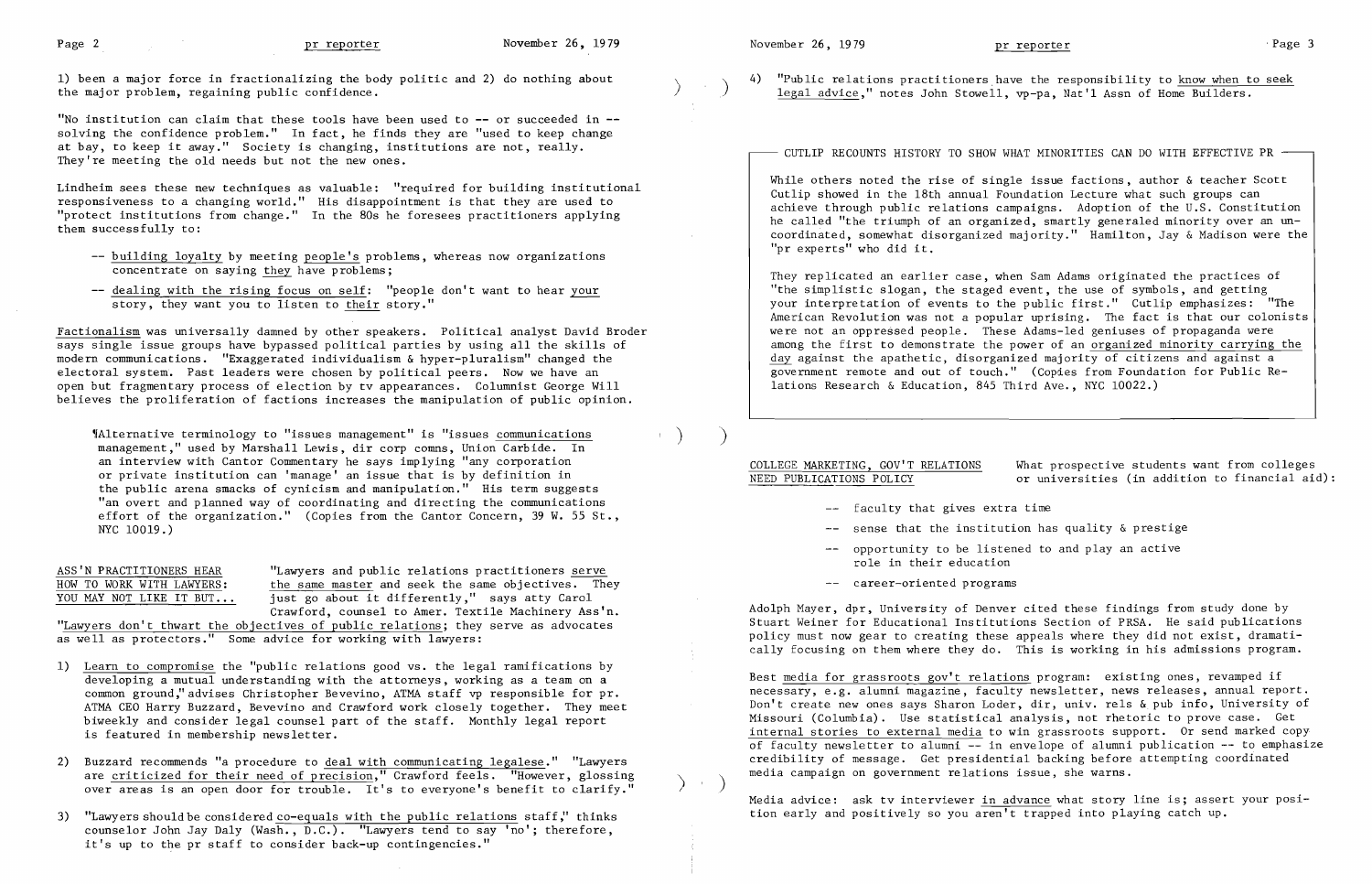1) been a major force in fractionalizing the body politic and 2) do nothing about the major problem, regaining public confidence.

"No institution can claim that these tools have been used to -- or succeeded in -- solving the confidence problem." In fact, he finds they are "used to keep change at bay, to keep it away." Society is changing, institutions are not, really. They're meeting the old needs but not the new ones.

Lindheim sees these new techniques as valuable: "required for building institutional responsiveness to a changing world." His disappointment is that they are used to "protect institutions from change." In the 80s he foresees practitioners applying them successfully to:

- -- building loyalty by meeting people's problems, whereas now organizations concentrate on saying they have problems;
- -- dealing with the rising focus on self: "people don't want to hear your story, they want you to listen to their story."

Factionalism was universally damned by other speakers. Political analyst David Broder says single issue groups have bypassed political parties by using all the skills of modern communications. "Exaggerated individualism & hyper-pluralism" changed the electoral system. Past leaders were chosen by political peers. Now we have an open but fragmentary process of election by tv appearances. Columnist George Will believes the proliferation of factions increases the manipulation of public opinion.

¶Alternative terminology to "issues management" is "issues communications management," used by Marshall Lewis, dir corp comns, Union Carbide. In an interview with Cantor Commentary he says implying "any corporation or private institution can 'manage' an issue that is by definition in the public arena smacks of cynicism and manipulation." His term suggests "an overt and planned way of coordinating and directing the communications effort of the organization." (Copies from the Cantor Concern, 39 W. 55 St., NYC 10019.)

**ASS'N PRACTITIONERS HEAR HOW TO WORK WITH LAWYERS: YOU MAY NOT LIKE IT BUT...**

"Lawyers and public relations practitioners serve the same master and seek the same objectives. They just go about it differently," says atty Carol Crawford, counsel to Amer. Textile Machinery Ass'n. "Lawyers don't thwart the objectives of public relations; they serve as advocates as well as protectors." Some advice for working with lawyers:

1) Learn to compromise the "public relations good vs. the legal ramifications by developing a mutual understanding with the attorneys, working as a team on a common ground," advises Christopher Bevevino, ATMA staff vp responsible for pr. ATMA CEO Harry Buzzard, Bevevino and Crawford work closely together. They meet biweekly and consider legal counsel part of the staff. Monthly legal report is featured in membership newsletter.

2) Buzzard recommends "a procedure to deal with communicating legalese." "Lawyers are criticized for their need of precision," Crawford feels. "However, glossing over areas is an open door for trouble. It's to everyone's benefit to clarify."

3) "Lawyers should be considered co-equals with the public relations staff," thinks counselor John Jay Daly (Wash., D.C.). "Lawyers tend to say 'no'; therefore, it's up to the pr staff to consider back-up contingencies."

4) "Public relations practitioners have the responsibility to know when to seek legal advice," notes John Stowell, vp-pa, Nat'l Assn of Home Builders.

**CUTLIP RECOUNTS HISTORY TO SHOW WHAT MINORITIES CAN DO WITH EFFECTIVE PR**

While others noted the rise of single issue factions, author & teacher Scott Cutlip showed in the 18th annual Foundation Lecture what such groups can achieve through public relations campaigns. Adoption of the U.S. Constitution he called "the triumph of an organized, smartly generaled minority over an uncoordinated, somewhat disorganized majority." Hamilton, Jay & Madison were the "pr experts" who did it.

They replicated an earlier case, when Sam Adams originated the practices of "the simplistic slogan, the staged event, the use of symbols, and getting your interpretation of events to the public first." Cutlip emphasizes: "The American Revolution was not a popular uprising. The fact is that our colonists were not an oppressed people. These Adams-led geniuses of propaganda were among the first to demonstrate the power of an organized minority carrying the day against the apathetic, disorganized majority of citizens and against a government remote and out of touch." (Copies from Foundation for Public Relations Research & Education, 845 Third Ave., NYC 10022.)

**COLLEGE MARKETING, GOV'T RELATIONS NEED PUBLICATIONS POLICY**

What prospective students want from colleges or universities (in addition to financial aid):

- -- faculty that gives extra time
- -- sense that the institution has quality & prestige
- -- opportunity to be listened to and play an active role in their education
- -- career-oriented programs

Adolph Mayer, dpr, University of Denver cited these findings from study done by Stuart Weiner for Educational Institutions Section of PRSA. He said publications policy must now gear to creating these appeals where they did not exist, dramatically focusing on them where they do. This is working in his admissions program.

Best media for grassroots gov't relations program: existing ones, revamped if necessary, e.g. alumni magazine, faculty newsletter, news releases, annual report. Don't create new ones says Sharon Loder, dir, univ. rels & pub info, University of Missouri (Columbia). Use statistical analysis, not rhetoric to prove case. Get internal stories to external media to win grassroots support. Or send marked copy of faculty newsletter to alumni -- in envelope of alumni publication -- to emphasize credibility of message. Get presidential backing before attempting coordinated media campaign on government relations issue, she warns.

Media advice: ask tv interviewer in advance what story line is; assert your position early and positively so you aren't trapped into playing catch up.